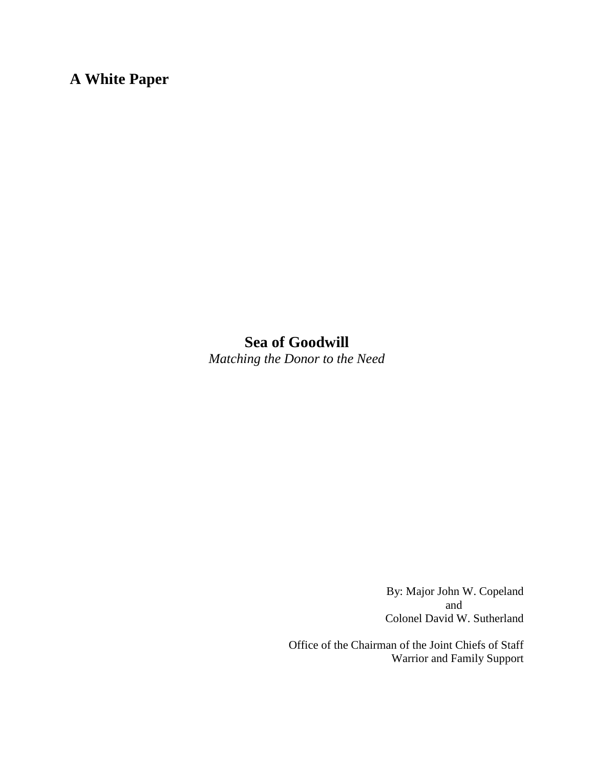**A White Paper**

# Sea of Goodwill

*Matching the Donor to the Need*

By: Major John W. Copeland
and
Colonel David W. Sutherland

Office of the Chairman of the Joint Chiefs of Staff
Warrior and Family Support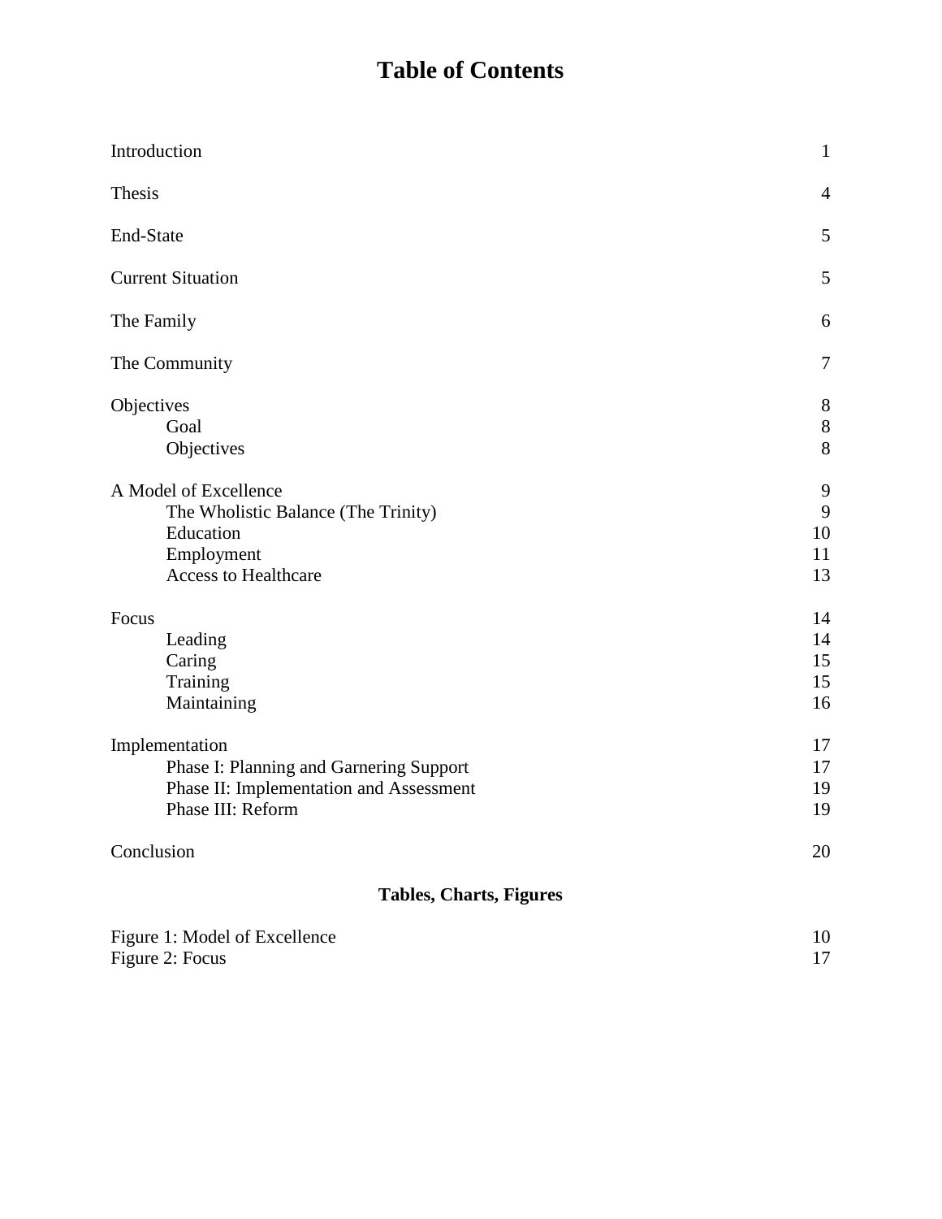# Table of Contents

| | |
|---|---|
| Introduction | 1 |
| Thesis | 4 |
| End-State | 5 |
| Current Situation | 5 |
| The Family | 6 |
| The Community | 7 |
| Objectives | 8 |
| Goal | 8 |
| Objectives | 8 |
| A Model of Excellence | 9 |
| The Wholistic Balance (The Trinity) | 9 |
| Education | 10 |
| Employment | 11 |
| Access to Healthcare | 13 |
| Focus | 14 |
| Leading | 14 |
| Caring | 15 |
| Training | 15 |
| Maintaining | 16 |
| Implementation | 17 |
| Phase I: Planning and Garnering Support | 17 |
| Phase II: Implementation and Assessment | 19 |
| Phase III: Reform | 19 |
| Conclusion | 20 |

## Tables, Charts, Figures

| | |
|---|---|
| Figure 1: Model of Excellence | 10 |
| Figure 2: Focus | 17 |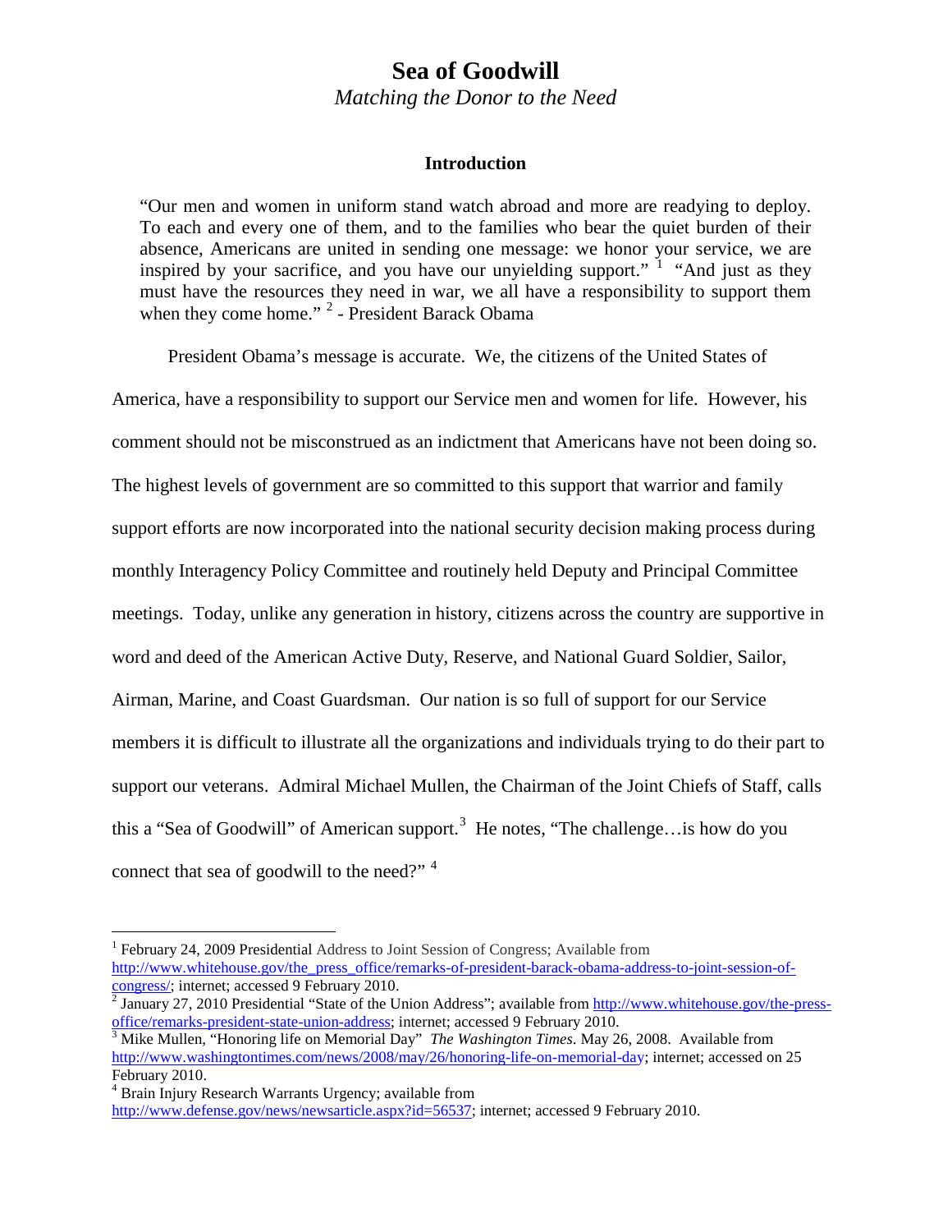# Sea of Goodwill

*Matching the Donor to the Need*

## Introduction

> "Our men and women in uniform stand watch abroad and more are readying to deploy. To each and every one of them, and to the families who bear the quiet burden of their absence, Americans are united in sending one message: we honor your service, we are inspired by your sacrifice, and you have our unyielding support." [1] "And just as they must have the resources they need in war, we all have a responsibility to support them when they come home." [2] - President Barack Obama

President Obama's message is accurate. We, the citizens of the United States of America, have a responsibility to support our Service men and women for life. However, his comment should not be misconstrued as an indictment that Americans have not been doing so. The highest levels of government are so committed to this support that warrior and family support efforts are now incorporated into the national security decision making process during monthly Interagency Policy Committee and routinely held Deputy and Principal Committee meetings. Today, unlike any generation in history, citizens across the country are supportive in word and deed of the American Active Duty, Reserve, and National Guard Soldier, Sailor, Airman, Marine, and Coast Guardsman. Our nation is so full of support for our Service members it is difficult to illustrate all the organizations and individuals trying to do their part to support our veterans. Admiral Michael Mullen, the Chairman of the Joint Chiefs of Staff, calls this a "Sea of Goodwill" of American support.[3] He notes, "The challenge…is how do you connect that sea of goodwill to the need?" [4]

---

[1] February 24, 2009 Presidential Address to Joint Session of Congress; Available from http://www.whitehouse.gov/the_press_office/remarks-of-president-barack-obama-address-to-joint-session-of-congress/; internet; accessed 9 February 2010.

[2] January 27, 2010 Presidential "State of the Union Address"; available from http://www.whitehouse.gov/the-press-office/remarks-president-state-union-address; internet; accessed 9 February 2010.

[3] Mike Mullen, "Honoring life on Memorial Day" *The Washington Times*. May 26, 2008. Available from http://www.washingtontimes.com/news/2008/may/26/honoring-life-on-memorial-day; internet; accessed on 25 February 2010.

[4] Brain Injury Research Warrants Urgency; available from http://www.defense.gov/news/newsarticle.aspx?id=56537; internet; accessed 9 February 2010.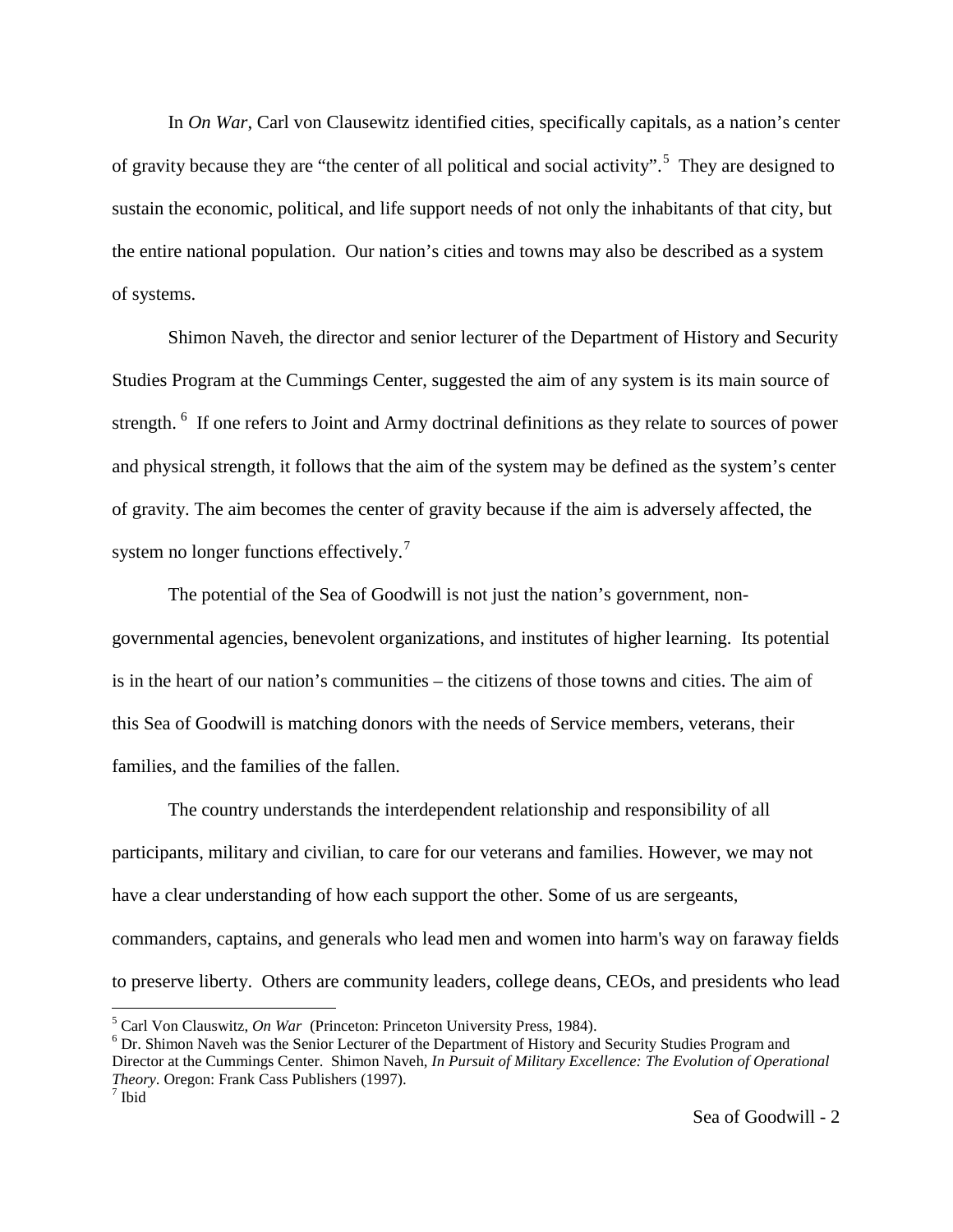In *On War*, Carl von Clausewitz identified cities, specifically capitals, as a nation's center of gravity because they are "the center of all political and social activity".[5] They are designed to sustain the economic, political, and life support needs of not only the inhabitants of that city, but the entire national population. Our nation's cities and towns may also be described as a system of systems.

Shimon Naveh, the director and senior lecturer of the Department of History and Security Studies Program at the Cummings Center, suggested the aim of any system is its main source of strength. [6] If one refers to Joint and Army doctrinal definitions as they relate to sources of power and physical strength, it follows that the aim of the system may be defined as the system's center of gravity. The aim becomes the center of gravity because if the aim is adversely affected, the system no longer functions effectively.[7]

The potential of the Sea of Goodwill is not just the nation's government, non-governmental agencies, benevolent organizations, and institutes of higher learning. Its potential is in the heart of our nation's communities – the citizens of those towns and cities. The aim of this Sea of Goodwill is matching donors with the needs of Service members, veterans, their families, and the families of the fallen.

The country understands the interdependent relationship and responsibility of all participants, military and civilian, to care for our veterans and families. However, we may not have a clear understanding of how each support the other. Some of us are sergeants, commanders, captains, and generals who lead men and women into harm's way on faraway fields to preserve liberty. Others are community leaders, college deans, CEOs, and presidents who lead

---

[5] Carl Von Clauswitz, *On War* (Princeton: Princeton University Press, 1984).

[6] Dr. Shimon Naveh was the Senior Lecturer of the Department of History and Security Studies Program and Director at the Cummings Center. Shimon Naveh, *In Pursuit of Military Excellence: The Evolution of Operational Theory*. Oregon: Frank Cass Publishers (1997).

[7] Ibid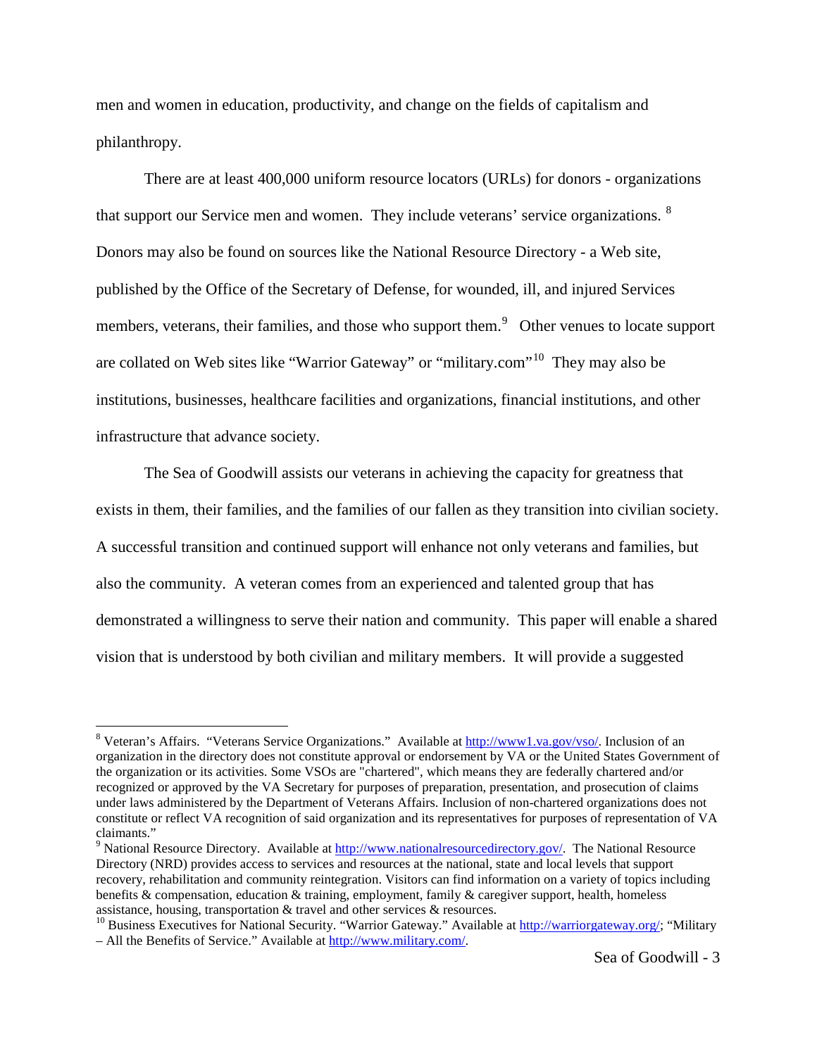men and women in education, productivity, and change on the fields of capitalism and philanthropy.

There are at least 400,000 uniform resource locators (URLs) for donors - organizations that support our Service men and women. They include veterans' service organizations. [8] Donors may also be found on sources like the National Resource Directory - a Web site, published by the Office of the Secretary of Defense, for wounded, ill, and injured Services members, veterans, their families, and those who support them.[9] Other venues to locate support are collated on Web sites like "Warrior Gateway" or "military.com"[10] They may also be institutions, businesses, healthcare facilities and organizations, financial institutions, and other infrastructure that advance society.

The Sea of Goodwill assists our veterans in achieving the capacity for greatness that exists in them, their families, and the families of our fallen as they transition into civilian society. A successful transition and continued support will enhance not only veterans and families, but also the community. A veteran comes from an experienced and talented group that has demonstrated a willingness to serve their nation and community. This paper will enable a shared vision that is understood by both civilian and military members. It will provide a suggested

---

[8] Veteran's Affairs. "Veterans Service Organizations." Available at http://www1.va.gov/vso/. Inclusion of an organization in the directory does not constitute approval or endorsement by VA or the United States Government of the organization or its activities. Some VSOs are "chartered", which means they are federally chartered and/or recognized or approved by the VA Secretary for purposes of preparation, presentation, and prosecution of claims under laws administered by the Department of Veterans Affairs. Inclusion of non-chartered organizations does not constitute or reflect VA recognition of said organization and its representatives for purposes of representation of VA claimants."

[9] National Resource Directory. Available at http://www.nationalresourcedirectory.gov/. The National Resource Directory (NRD) provides access to services and resources at the national, state and local levels that support recovery, rehabilitation and community reintegration. Visitors can find information on a variety of topics including benefits & compensation, education & training, employment, family & caregiver support, health, homeless assistance, housing, transportation & travel and other services & resources.

[10] Business Executives for National Security. "Warrior Gateway." Available at http://warriorgateway.org/; "Military – All the Benefits of Service." Available at http://www.military.com/.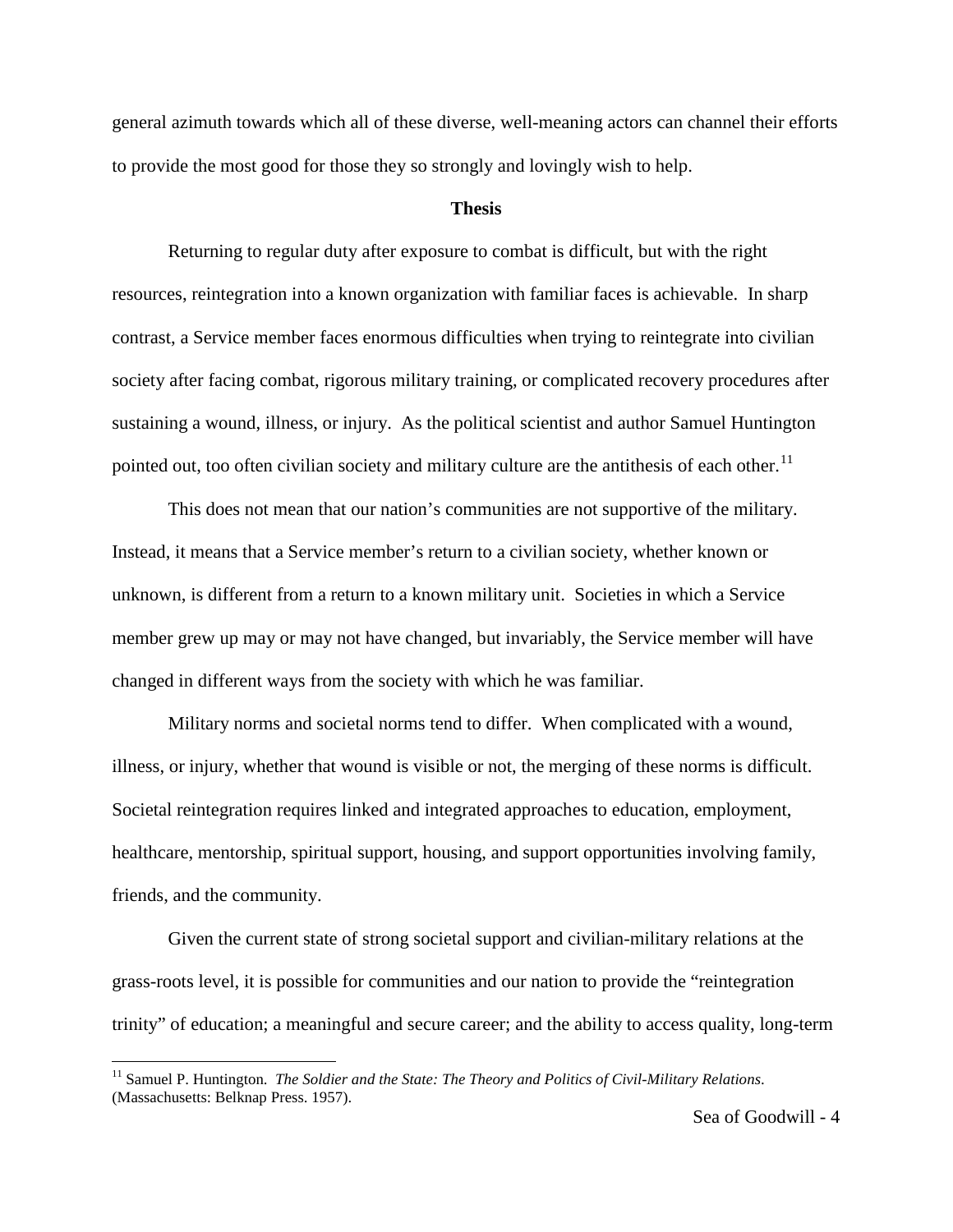general azimuth towards which all of these diverse, well-meaning actors can channel their efforts to provide the most good for those they so strongly and lovingly wish to help.

## Thesis

Returning to regular duty after exposure to combat is difficult, but with the right resources, reintegration into a known organization with familiar faces is achievable. In sharp contrast, a Service member faces enormous difficulties when trying to reintegrate into civilian society after facing combat, rigorous military training, or complicated recovery procedures after sustaining a wound, illness, or injury. As the political scientist and author Samuel Huntington pointed out, too often civilian society and military culture are the antithesis of each other.[11]

This does not mean that our nation's communities are not supportive of the military. Instead, it means that a Service member's return to a civilian society, whether known or unknown, is different from a return to a known military unit. Societies in which a Service member grew up may or may not have changed, but invariably, the Service member will have changed in different ways from the society with which he was familiar.

Military norms and societal norms tend to differ. When complicated with a wound, illness, or injury, whether that wound is visible or not, the merging of these norms is difficult. Societal reintegration requires linked and integrated approaches to education, employment, healthcare, mentorship, spiritual support, housing, and support opportunities involving family, friends, and the community.

Given the current state of strong societal support and civilian-military relations at the grass-roots level, it is possible for communities and our nation to provide the "reintegration trinity" of education; a meaningful and secure career; and the ability to access quality, long-term

---

[11] Samuel P. Huntington. *The Soldier and the State: The Theory and Politics of Civil-Military Relations*. (Massachusetts: Belknap Press. 1957).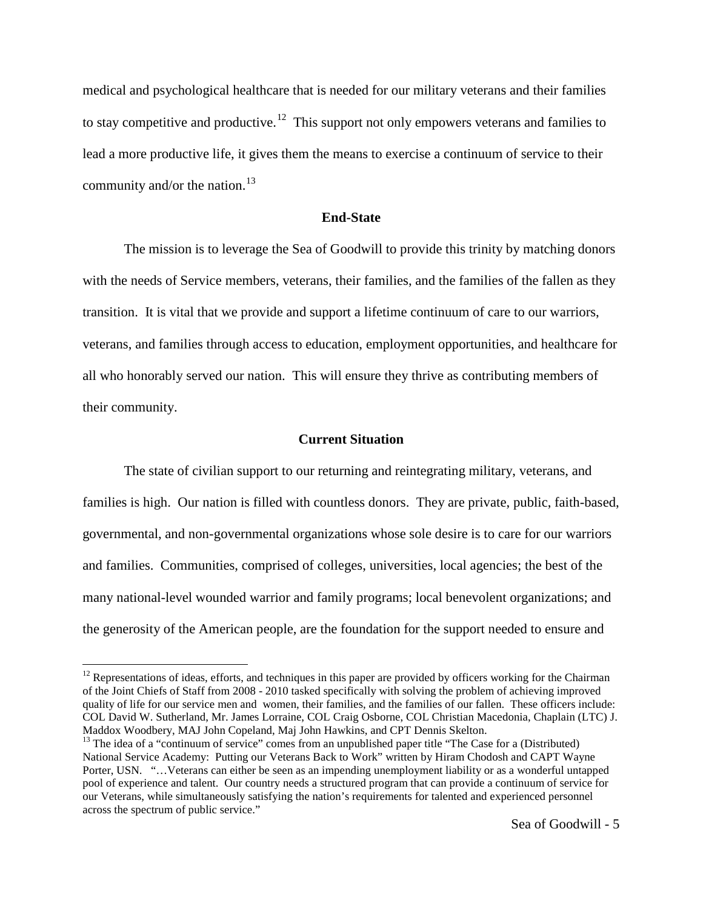medical and psychological healthcare that is needed for our military veterans and their families to stay competitive and productive.[12] This support not only empowers veterans and families to lead a more productive life, it gives them the means to exercise a continuum of service to their community and/or the nation.[13]

## End-State

The mission is to leverage the Sea of Goodwill to provide this trinity by matching donors with the needs of Service members, veterans, their families, and the families of the fallen as they transition. It is vital that we provide and support a lifetime continuum of care to our warriors, veterans, and families through access to education, employment opportunities, and healthcare for all who honorably served our nation. This will ensure they thrive as contributing members of their community.

## Current Situation

The state of civilian support to our returning and reintegrating military, veterans, and families is high. Our nation is filled with countless donors. They are private, public, faith-based, governmental, and non-governmental organizations whose sole desire is to care for our warriors and families. Communities, comprised of colleges, universities, local agencies; the best of the many national-level wounded warrior and family programs; local benevolent organizations; and the generosity of the American people, are the foundation for the support needed to ensure and

---

[12] Representations of ideas, efforts, and techniques in this paper are provided by officers working for the Chairman of the Joint Chiefs of Staff from 2008 - 2010 tasked specifically with solving the problem of achieving improved quality of life for our service men and women, their families, and the families of our fallen. These officers include: COL David W. Sutherland, Mr. James Lorraine, COL Craig Osborne, COL Christian Macedonia, Chaplain (LTC) J. Maddox Woodbery, MAJ John Copeland, Maj John Hawkins, and CPT Dennis Skelton.

[13] The idea of a "continuum of service" comes from an unpublished paper title "The Case for a (Distributed) National Service Academy: Putting our Veterans Back to Work" written by Hiram Chodosh and CAPT Wayne Porter, USN. "…Veterans can either be seen as an impending unemployment liability or as a wonderful untapped pool of experience and talent. Our country needs a structured program that can provide a continuum of service for our Veterans, while simultaneously satisfying the nation's requirements for talented and experienced personnel across the spectrum of public service."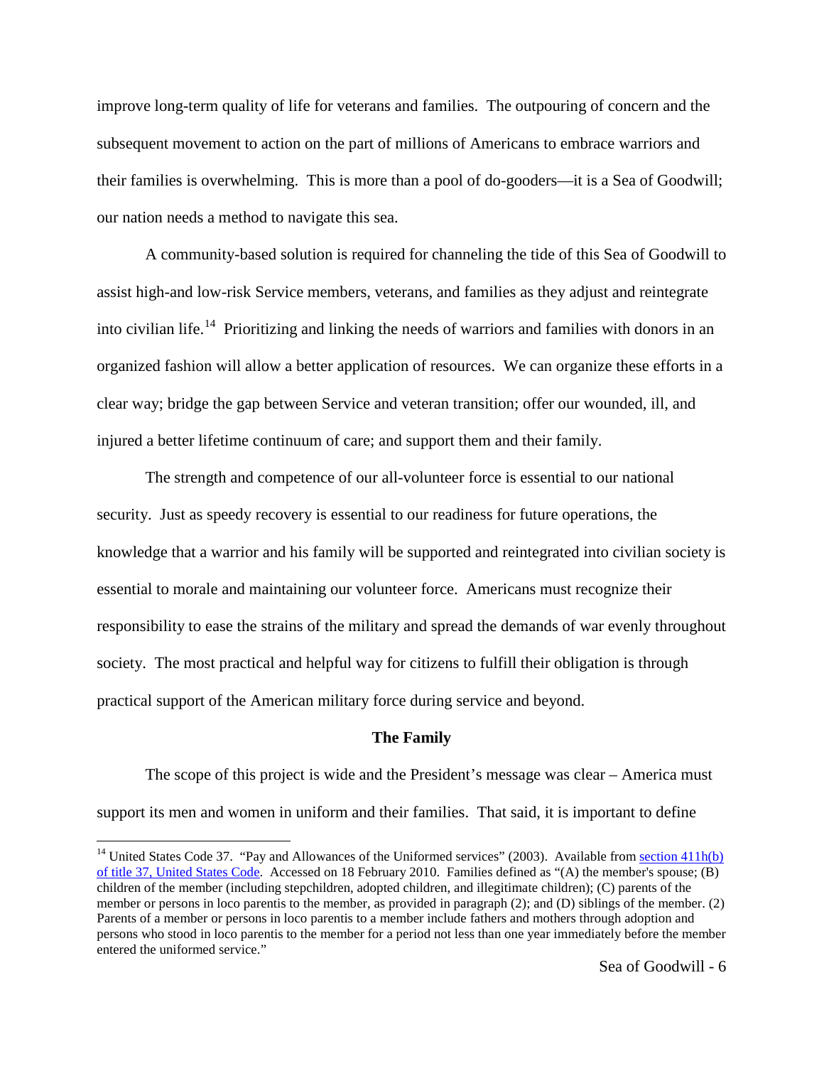improve long-term quality of life for veterans and families. The outpouring of concern and the subsequent movement to action on the part of millions of Americans to embrace warriors and their families is overwhelming. This is more than a pool of do-gooders—it is a Sea of Goodwill; our nation needs a method to navigate this sea.

A community-based solution is required for channeling the tide of this Sea of Goodwill to assist high-and low-risk Service members, veterans, and families as they adjust and reintegrate into civilian life.[14] Prioritizing and linking the needs of warriors and families with donors in an organized fashion will allow a better application of resources. We can organize these efforts in a clear way; bridge the gap between Service and veteran transition; offer our wounded, ill, and injured a better lifetime continuum of care; and support them and their family.

The strength and competence of our all-volunteer force is essential to our national security. Just as speedy recovery is essential to our readiness for future operations, the knowledge that a warrior and his family will be supported and reintegrated into civilian society is essential to morale and maintaining our volunteer force. Americans must recognize their responsibility to ease the strains of the military and spread the demands of war evenly throughout society. The most practical and helpful way for citizens to fulfill their obligation is through practical support of the American military force during service and beyond.

**The Family**

The scope of this project is wide and the President's message was clear – America must support its men and women in uniform and their families. That said, it is important to define

---

[14] United States Code 37. "Pay and Allowances of the Uniformed services" (2003). Available from section 411h(b) of title 37, United States Code. Accessed on 18 February 2010. Families defined as "(A) the member's spouse; (B) children of the member (including stepchildren, adopted children, and illegitimate children); (C) parents of the member or persons in loco parentis to the member, as provided in paragraph (2); and (D) siblings of the member. (2) Parents of a member or persons in loco parentis to a member include fathers and mothers through adoption and persons who stood in loco parentis to the member for a period not less than one year immediately before the member entered the uniformed service."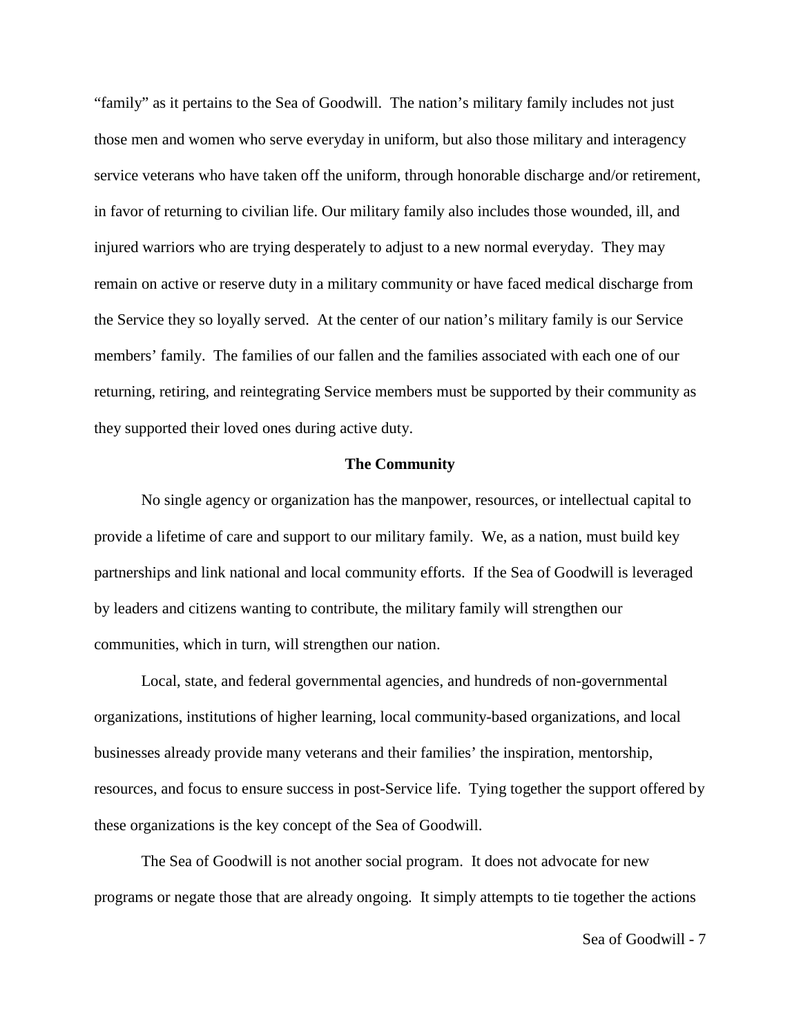"family" as it pertains to the Sea of Goodwill. The nation's military family includes not just those men and women who serve everyday in uniform, but also those military and interagency service veterans who have taken off the uniform, through honorable discharge and/or retirement, in favor of returning to civilian life. Our military family also includes those wounded, ill, and injured warriors who are trying desperately to adjust to a new normal everyday. They may remain on active or reserve duty in a military community or have faced medical discharge from the Service they so loyally served. At the center of our nation's military family is our Service members' family. The families of our fallen and the families associated with each one of our returning, retiring, and reintegrating Service members must be supported by their community as they supported their loved ones during active duty.

**The Community**

No single agency or organization has the manpower, resources, or intellectual capital to provide a lifetime of care and support to our military family. We, as a nation, must build key partnerships and link national and local community efforts. If the Sea of Goodwill is leveraged by leaders and citizens wanting to contribute, the military family will strengthen our communities, which in turn, will strengthen our nation.

Local, state, and federal governmental agencies, and hundreds of non-governmental organizations, institutions of higher learning, local community-based organizations, and local businesses already provide many veterans and their families' the inspiration, mentorship, resources, and focus to ensure success in post-Service life. Tying together the support offered by these organizations is the key concept of the Sea of Goodwill.

The Sea of Goodwill is not another social program. It does not advocate for new programs or negate those that are already ongoing. It simply attempts to tie together the actions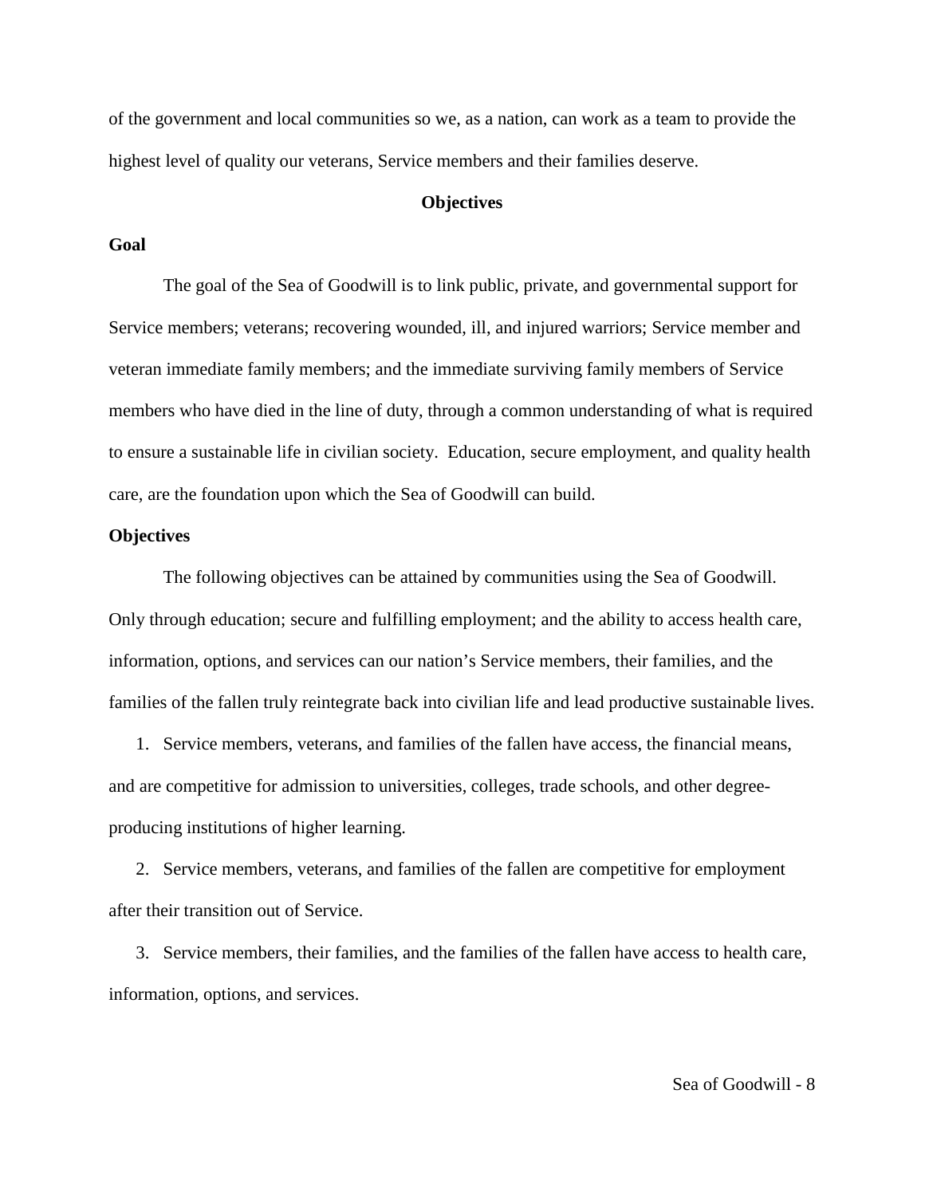of the government and local communities so we, as a nation, can work as a team to provide the highest level of quality our veterans, Service members and their families deserve.

## Objectives

### Goal

The goal of the Sea of Goodwill is to link public, private, and governmental support for Service members; veterans; recovering wounded, ill, and injured warriors; Service member and veteran immediate family members; and the immediate surviving family members of Service members who have died in the line of duty, through a common understanding of what is required to ensure a sustainable life in civilian society. Education, secure employment, and quality health care, are the foundation upon which the Sea of Goodwill can build.

### Objectives

The following objectives can be attained by communities using the Sea of Goodwill. Only through education; secure and fulfilling employment; and the ability to access health care, information, options, and services can our nation's Service members, their families, and the families of the fallen truly reintegrate back into civilian life and lead productive sustainable lives.

1. Service members, veterans, and families of the fallen have access, the financial means, and are competitive for admission to universities, colleges, trade schools, and other degree-producing institutions of higher learning.
2. Service members, veterans, and families of the fallen are competitive for employment after their transition out of Service.
3. Service members, their families, and the families of the fallen have access to health care, information, options, and services.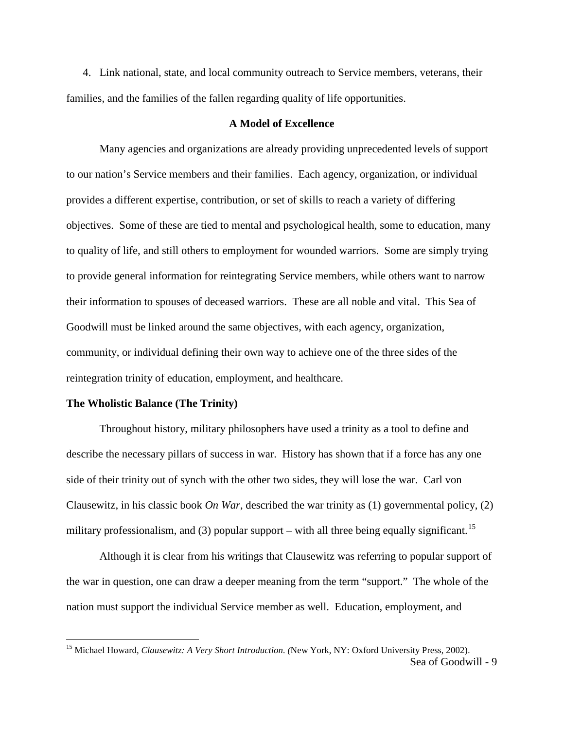4. Link national, state, and local community outreach to Service members, veterans, their families, and the families of the fallen regarding quality of life opportunities.

## A Model of Excellence

Many agencies and organizations are already providing unprecedented levels of support to our nation's Service members and their families. Each agency, organization, or individual provides a different expertise, contribution, or set of skills to reach a variety of differing objectives. Some of these are tied to mental and psychological health, some to education, many to quality of life, and still others to employment for wounded warriors. Some are simply trying to provide general information for reintegrating Service members, while others want to narrow their information to spouses of deceased warriors. These are all noble and vital. This Sea of Goodwill must be linked around the same objectives, with each agency, organization, community, or individual defining their own way to achieve one of the three sides of the reintegration trinity of education, employment, and healthcare.

### The Wholistic Balance (The Trinity)

Throughout history, military philosophers have used a trinity as a tool to define and describe the necessary pillars of success in war. History has shown that if a force has any one side of their trinity out of synch with the other two sides, they will lose the war. Carl von Clausewitz, in his classic book *On War*, described the war trinity as (1) governmental policy, (2) military professionalism, and (3) popular support – with all three being equally significant.[15]

Although it is clear from his writings that Clausewitz was referring to popular support of the war in question, one can draw a deeper meaning from the term "support." The whole of the nation must support the individual Service member as well. Education, employment, and

[15] Michael Howard, *Clausewitz: A Very Short Introduction*. (New York, NY: Oxford University Press, 2002).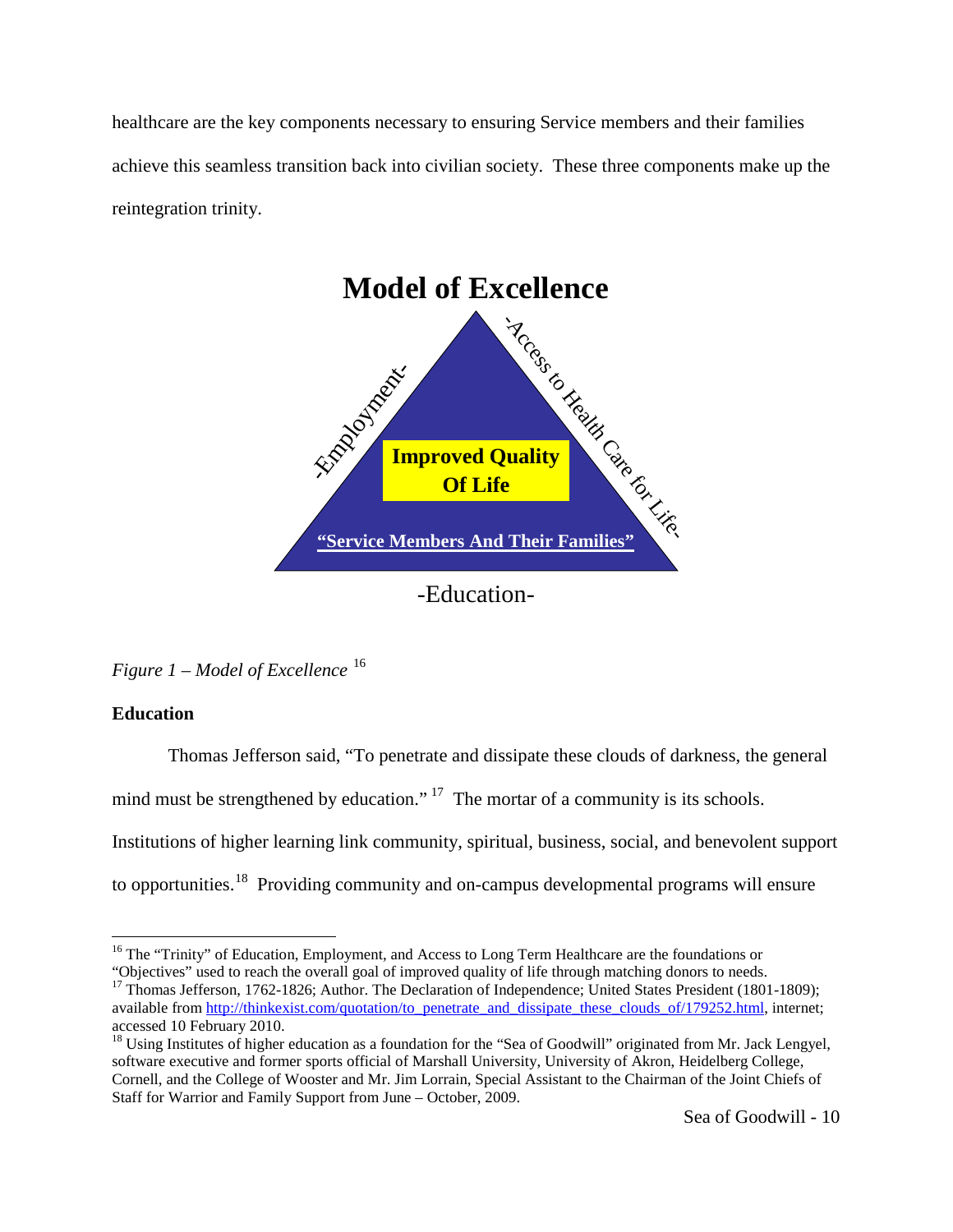healthcare are the key components necessary to ensuring Service members and their families achieve this seamless transition back into civilian society. These three components make up the reintegration trinity.

**Model of Excellence**

-Employment-

-Access to Health Care for Life-

**Improved Quality Of Life**

**"Service Members And Their Families"**

-Education-

*Figure 1 – Model of Excellence* [16]

**Education**

Thomas Jefferson said, "To penetrate and dissipate these clouds of darkness, the general mind must be strengthened by education." [17] The mortar of a community is its schools. Institutions of higher learning link community, spiritual, business, social, and benevolent support to opportunities.[18] Providing community and on-campus developmental programs will ensure

---

[16] The "Trinity" of Education, Employment, and Access to Long Term Healthcare are the foundations or "Objectives" used to reach the overall goal of improved quality of life through matching donors to needs.

[17] Thomas Jefferson, 1762-1826; Author. The Declaration of Independence; United States President (1801-1809); available from http://thinkexist.com/quotation/to_penetrate_and_dissipate_these_clouds_of/179252.html, internet; accessed 10 February 2010.

[18] Using Institutes of higher education as a foundation for the "Sea of Goodwill" originated from Mr. Jack Lengyel, software executive and former sports official of Marshall University, University of Akron, Heidelberg College, Cornell, and the College of Wooster and Mr. Jim Lorrain, Special Assistant to the Chairman of the Joint Chiefs of Staff for Warrior and Family Support from June – October, 2009.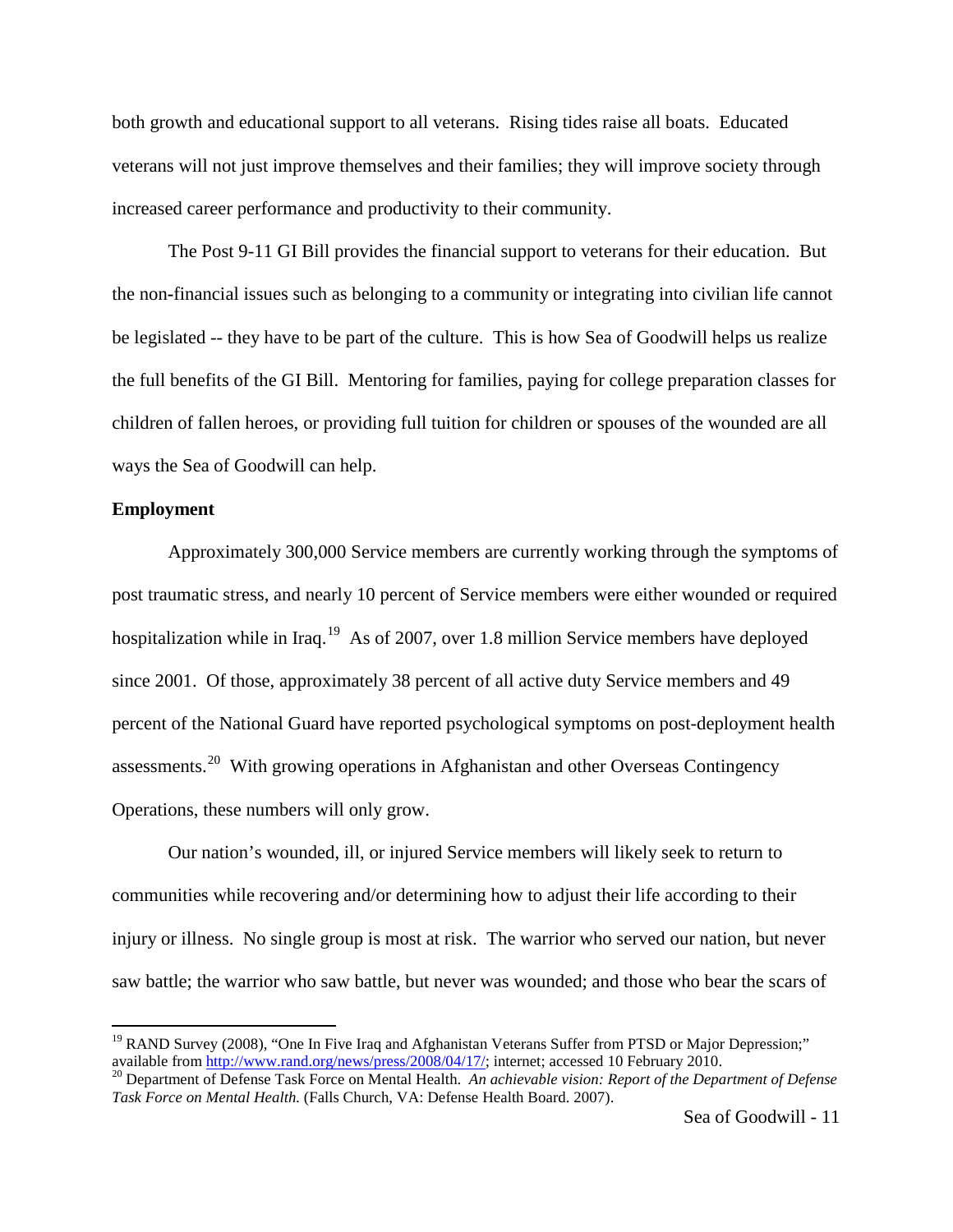both growth and educational support to all veterans. Rising tides raise all boats. Educated veterans will not just improve themselves and their families; they will improve society through increased career performance and productivity to their community.

The Post 9-11 GI Bill provides the financial support to veterans for their education. But the non-financial issues such as belonging to a community or integrating into civilian life cannot be legislated -- they have to be part of the culture. This is how Sea of Goodwill helps us realize the full benefits of the GI Bill. Mentoring for families, paying for college preparation classes for children of fallen heroes, or providing full tuition for children or spouses of the wounded are all ways the Sea of Goodwill can help.

**Employment**

Approximately 300,000 Service members are currently working through the symptoms of post traumatic stress, and nearly 10 percent of Service members were either wounded or required hospitalization while in Iraq.[19] As of 2007, over 1.8 million Service members have deployed since 2001. Of those, approximately 38 percent of all active duty Service members and 49 percent of the National Guard have reported psychological symptoms on post-deployment health assessments.[20] With growing operations in Afghanistan and other Overseas Contingency Operations, these numbers will only grow.

Our nation's wounded, ill, or injured Service members will likely seek to return to communities while recovering and/or determining how to adjust their life according to their injury or illness. No single group is most at risk. The warrior who served our nation, but never saw battle; the warrior who saw battle, but never was wounded; and those who bear the scars of

---

[19] RAND Survey (2008), "One In Five Iraq and Afghanistan Veterans Suffer from PTSD or Major Depression;" available from http://www.rand.org/news/press/2008/04/17/; internet; accessed 10 February 2010.

[20] Department of Defense Task Force on Mental Health. *An achievable vision: Report of the Department of Defense Task Force on Mental Health.* (Falls Church, VA: Defense Health Board. 2007).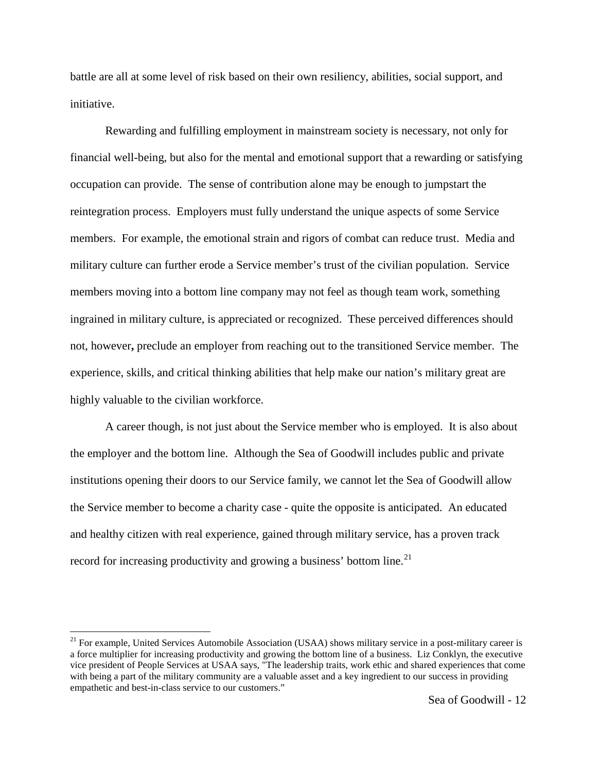battle are all at some level of risk based on their own resiliency, abilities, social support, and initiative.

Rewarding and fulfilling employment in mainstream society is necessary, not only for financial well-being, but also for the mental and emotional support that a rewarding or satisfying occupation can provide. The sense of contribution alone may be enough to jumpstart the reintegration process. Employers must fully understand the unique aspects of some Service members. For example, the emotional strain and rigors of combat can reduce trust. Media and military culture can further erode a Service member's trust of the civilian population. Service members moving into a bottom line company may not feel as though team work, something ingrained in military culture, is appreciated or recognized. These perceived differences should not, however**,** preclude an employer from reaching out to the transitioned Service member. The experience, skills, and critical thinking abilities that help make our nation's military great are highly valuable to the civilian workforce.

A career though, is not just about the Service member who is employed. It is also about the employer and the bottom line. Although the Sea of Goodwill includes public and private institutions opening their doors to our Service family, we cannot let the Sea of Goodwill allow the Service member to become a charity case - quite the opposite is anticipated. An educated and healthy citizen with real experience, gained through military service, has a proven track record for increasing productivity and growing a business' bottom line.[21]

---

[21] For example, United Services Automobile Association (USAA) shows military service in a post-military career is a force multiplier for increasing productivity and growing the bottom line of a business. Liz Conklyn, the executive vice president of People Services at USAA says, "The leadership traits, work ethic and shared experiences that come with being a part of the military community are a valuable asset and a key ingredient to our success in providing empathetic and best-in-class service to our customers."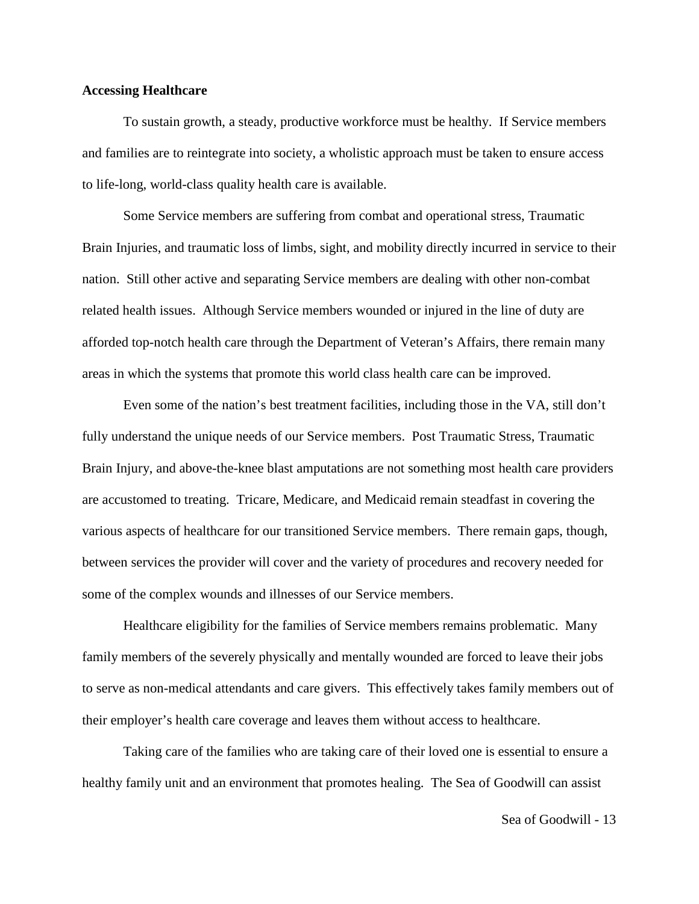**Accessing Healthcare**

To sustain growth, a steady, productive workforce must be healthy. If Service members and families are to reintegrate into society, a wholistic approach must be taken to ensure access to life-long, world-class quality health care is available.

Some Service members are suffering from combat and operational stress, Traumatic Brain Injuries, and traumatic loss of limbs, sight, and mobility directly incurred in service to their nation. Still other active and separating Service members are dealing with other non-combat related health issues. Although Service members wounded or injured in the line of duty are afforded top-notch health care through the Department of Veteran's Affairs, there remain many areas in which the systems that promote this world class health care can be improved.

Even some of the nation's best treatment facilities, including those in the VA, still don't fully understand the unique needs of our Service members. Post Traumatic Stress, Traumatic Brain Injury, and above-the-knee blast amputations are not something most health care providers are accustomed to treating. Tricare, Medicare, and Medicaid remain steadfast in covering the various aspects of healthcare for our transitioned Service members. There remain gaps, though, between services the provider will cover and the variety of procedures and recovery needed for some of the complex wounds and illnesses of our Service members.

Healthcare eligibility for the families of Service members remains problematic. Many family members of the severely physically and mentally wounded are forced to leave their jobs to serve as non-medical attendants and care givers. This effectively takes family members out of their employer's health care coverage and leaves them without access to healthcare.

Taking care of the families who are taking care of their loved one is essential to ensure a healthy family unit and an environment that promotes healing. The Sea of Goodwill can assist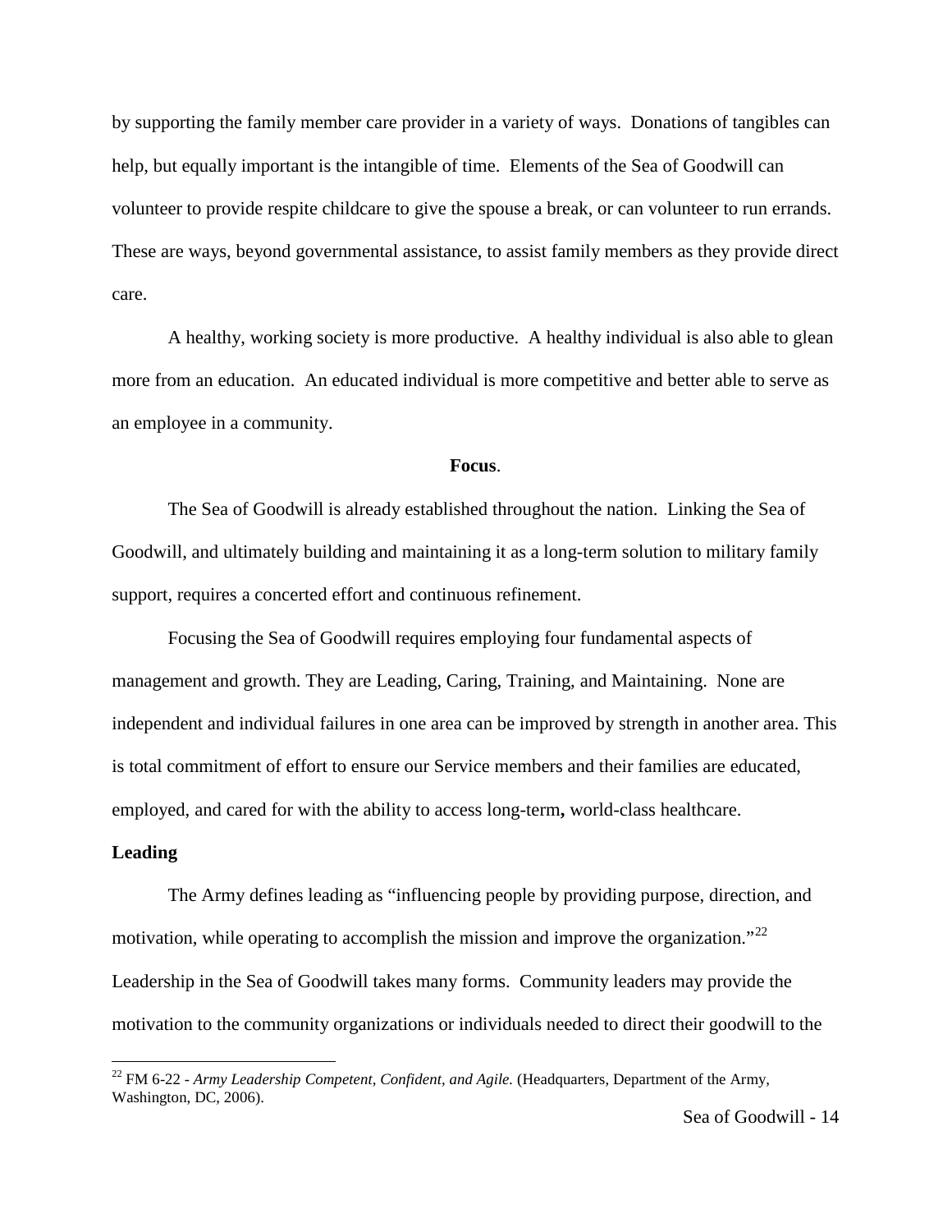by supporting the family member care provider in a variety of ways. Donations of tangibles can help, but equally important is the intangible of time. Elements of the Sea of Goodwill can volunteer to provide respite childcare to give the spouse a break, or can volunteer to run errands. These are ways, beyond governmental assistance, to assist family members as they provide direct care.

A healthy, working society is more productive. A healthy individual is also able to glean more from an education. An educated individual is more competitive and better able to serve as an employee in a community.

## **Focus**.

The Sea of Goodwill is already established throughout the nation. Linking the Sea of Goodwill, and ultimately building and maintaining it as a long-term solution to military family support, requires a concerted effort and continuous refinement.

Focusing the Sea of Goodwill requires employing four fundamental aspects of management and growth. They are Leading, Caring, Training, and Maintaining. None are independent and individual failures in one area can be improved by strength in another area. This is total commitment of effort to ensure our Service members and their families are educated, employed, and cared for with the ability to access long-term**,** world-class healthcare.

### **Leading**

The Army defines leading as "influencing people by providing purpose, direction, and motivation, while operating to accomplish the mission and improve the organization."[22] Leadership in the Sea of Goodwill takes many forms. Community leaders may provide the motivation to the community organizations or individuals needed to direct their goodwill to the

---

[22] FM 6-22 - *Army Leadership Competent, Confident, and Agile.* (Headquarters, Department of the Army, Washington, DC, 2006).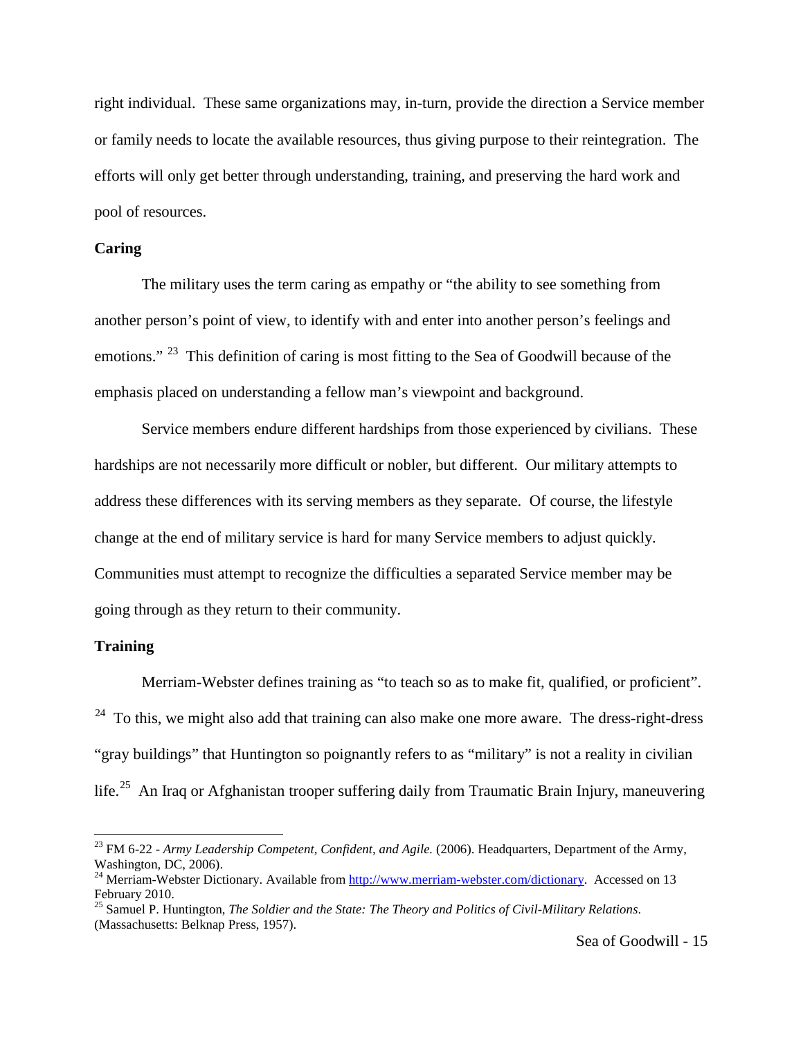right individual. These same organizations may, in-turn, provide the direction a Service member or family needs to locate the available resources, thus giving purpose to their reintegration. The efforts will only get better through understanding, training, and preserving the hard work and pool of resources.

**Caring**

The military uses the term caring as empathy or "the ability to see something from another person's point of view, to identify with and enter into another person's feelings and emotions." [23] This definition of caring is most fitting to the Sea of Goodwill because of the emphasis placed on understanding a fellow man's viewpoint and background.

Service members endure different hardships from those experienced by civilians. These hardships are not necessarily more difficult or nobler, but different. Our military attempts to address these differences with its serving members as they separate. Of course, the lifestyle change at the end of military service is hard for many Service members to adjust quickly. Communities must attempt to recognize the difficulties a separated Service member may be going through as they return to their community.

**Training**

Merriam-Webster defines training as "to teach so as to make fit, qualified, or proficient". [24] To this, we might also add that training can also make one more aware. The dress-right-dress "gray buildings" that Huntington so poignantly refers to as "military" is not a reality in civilian life.[25] An Iraq or Afghanistan trooper suffering daily from Traumatic Brain Injury, maneuvering

---

[23] FM 6-22 - *Army Leadership Competent, Confident, and Agile.* (2006). Headquarters, Department of the Army, Washington, DC, 2006).

[24] Merriam-Webster Dictionary. Available from http://www.merriam-webster.com/dictionary. Accessed on 13 February 2010.

[25] Samuel P. Huntington, *The Soldier and the State: The Theory and Politics of Civil-Military Relations*. (Massachusetts: Belknap Press, 1957).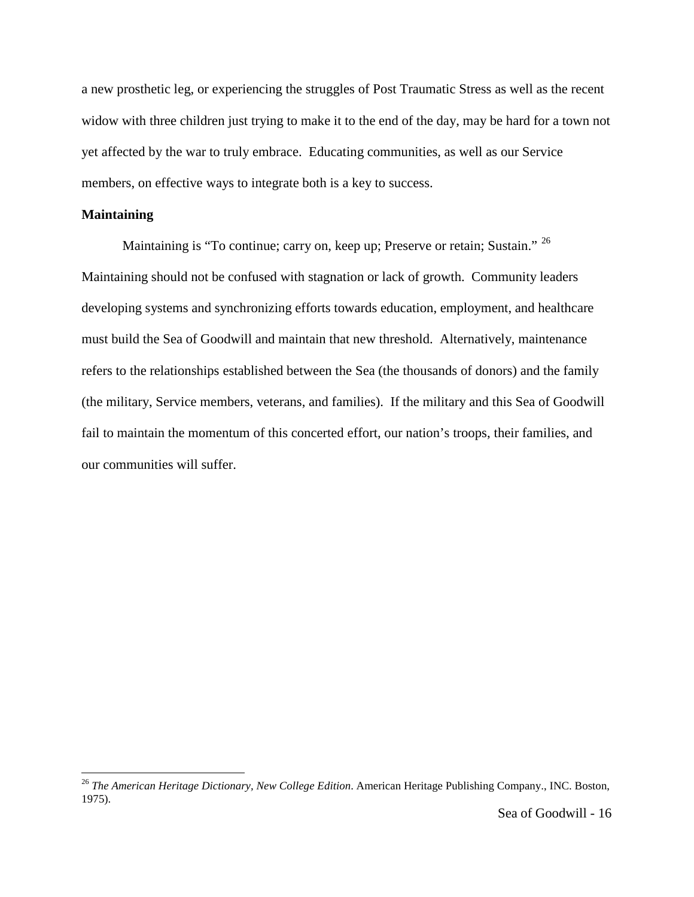a new prosthetic leg, or experiencing the struggles of Post Traumatic Stress as well as the recent widow with three children just trying to make it to the end of the day, may be hard for a town not yet affected by the war to truly embrace. Educating communities, as well as our Service members, on effective ways to integrate both is a key to success.

**Maintaining**

Maintaining is "To continue; carry on, keep up; Preserve or retain; Sustain." [26] Maintaining should not be confused with stagnation or lack of growth. Community leaders developing systems and synchronizing efforts towards education, employment, and healthcare must build the Sea of Goodwill and maintain that new threshold. Alternatively, maintenance refers to the relationships established between the Sea (the thousands of donors) and the family (the military, Service members, veterans, and families). If the military and this Sea of Goodwill fail to maintain the momentum of this concerted effort, our nation's troops, their families, and our communities will suffer.

---

[26] *The American Heritage Dictionary, New College Edition*. American Heritage Publishing Company., INC. Boston, 1975).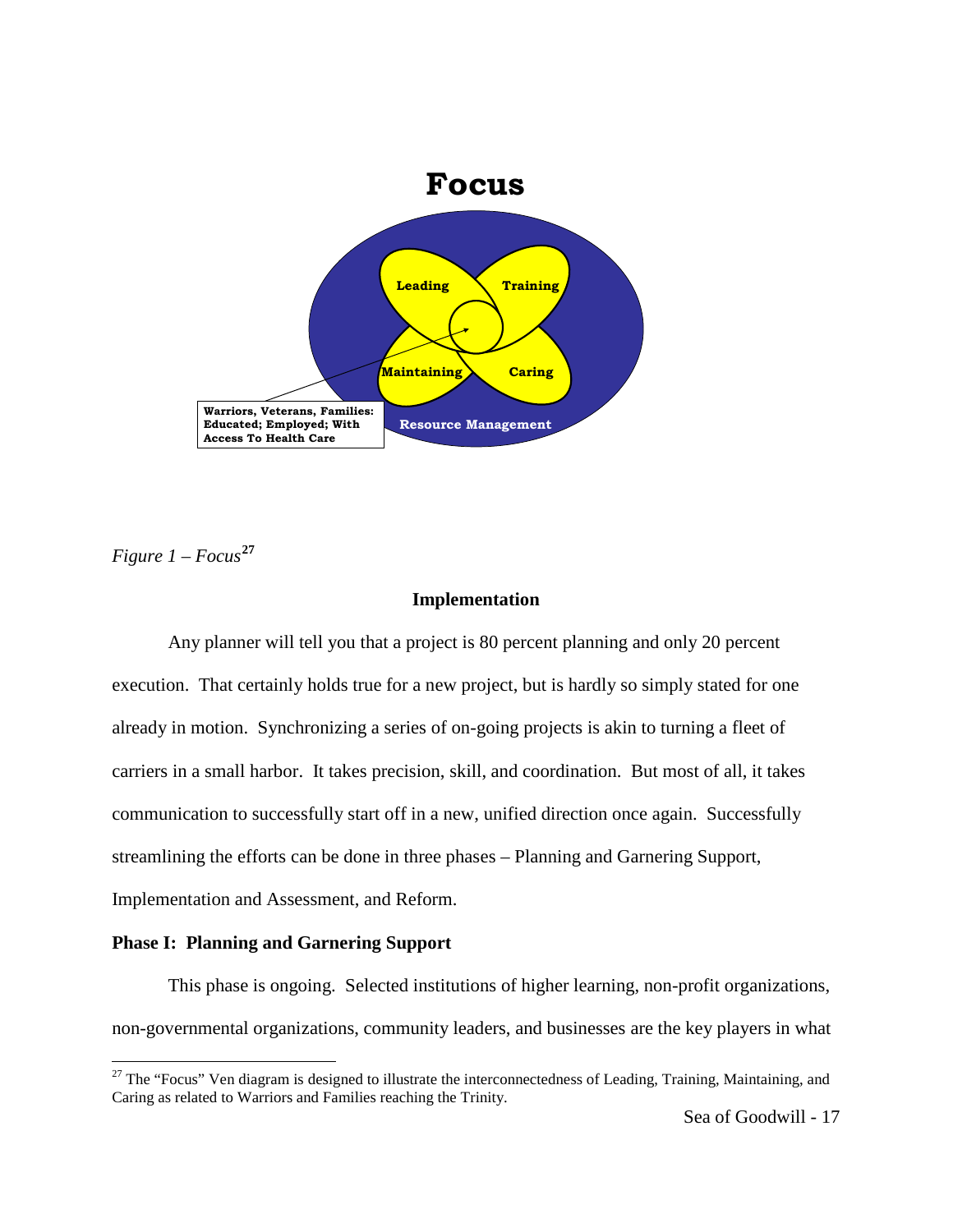**Focus**

Leading Training Maintaining Caring

Warriors, Veterans, Families: Educated; Employed; With Access To Health Care

Resource Management

*Figure 1 – Focus*[27]

### Implementation

Any planner will tell you that a project is 80 percent planning and only 20 percent execution. That certainly holds true for a new project, but is hardly so simply stated for one already in motion. Synchronizing a series of on-going projects is akin to turning a fleet of carriers in a small harbor. It takes precision, skill, and coordination. But most of all, it takes communication to successfully start off in a new, unified direction once again. Successfully streamlining the efforts can be done in three phases – Planning and Garnering Support, Implementation and Assessment, and Reform.

#### Phase I: Planning and Garnering Support

This phase is ongoing. Selected institutions of higher learning, non-profit organizations, non-governmental organizations, community leaders, and businesses are the key players in what

[27] The "Focus" Ven diagram is designed to illustrate the interconnectedness of Leading, Training, Maintaining, and Caring as related to Warriors and Families reaching the Trinity.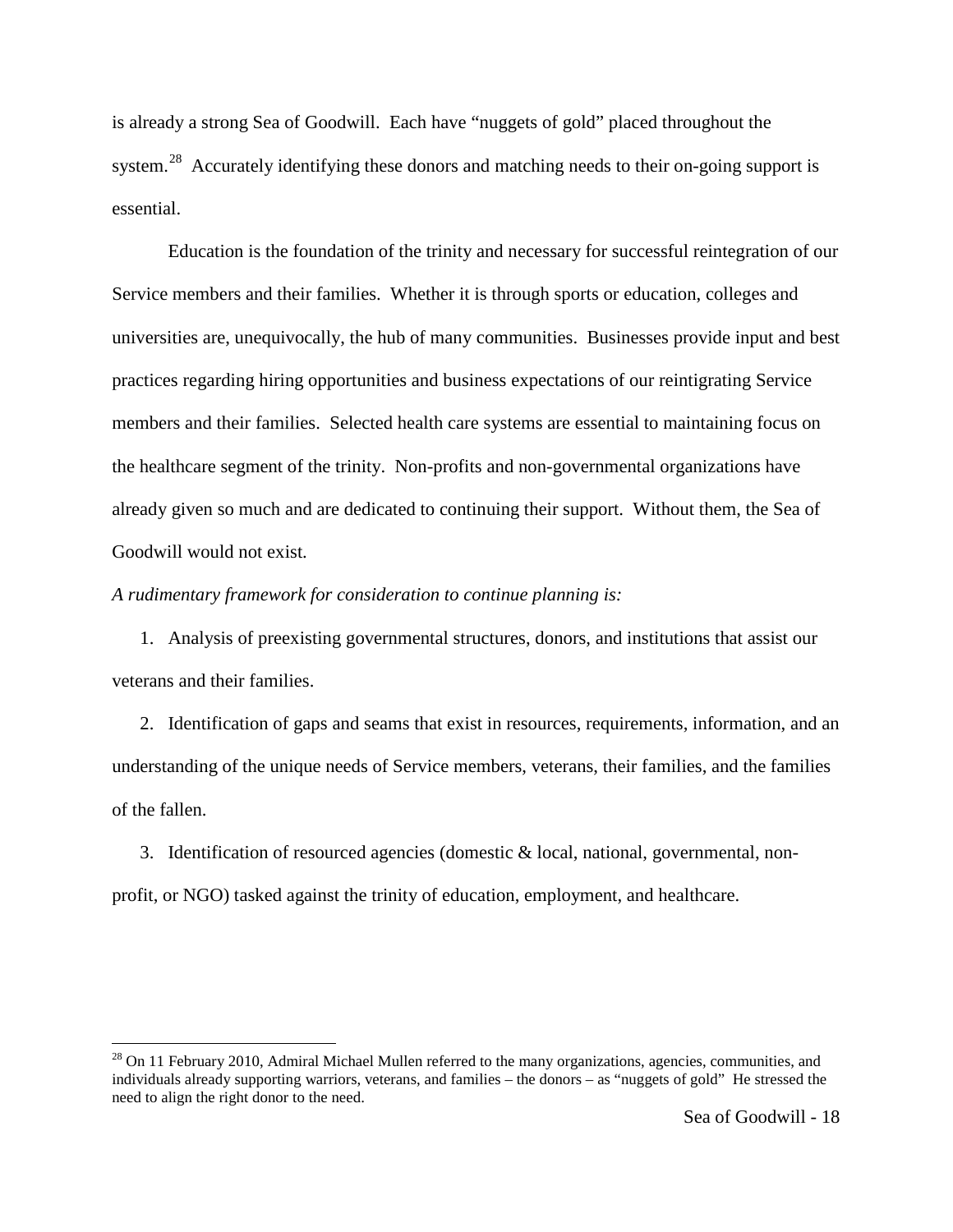is already a strong Sea of Goodwill. Each have "nuggets of gold" placed throughout the system.[28] Accurately identifying these donors and matching needs to their on-going support is essential.

Education is the foundation of the trinity and necessary for successful reintegration of our Service members and their families. Whether it is through sports or education, colleges and universities are, unequivocally, the hub of many communities. Businesses provide input and best practices regarding hiring opportunities and business expectations of our reintigrating Service members and their families. Selected health care systems are essential to maintaining focus on the healthcare segment of the trinity. Non-profits and non-governmental organizations have already given so much and are dedicated to continuing their support. Without them, the Sea of Goodwill would not exist.

*A rudimentary framework for consideration to continue planning is:*

1. Analysis of preexisting governmental structures, donors, and institutions that assist our veterans and their families.

2. Identification of gaps and seams that exist in resources, requirements, information, and an understanding of the unique needs of Service members, veterans, their families, and the families of the fallen.

3. Identification of resourced agencies (domestic & local, national, governmental, non-profit, or NGO) tasked against the trinity of education, employment, and healthcare.

---

[28] On 11 February 2010, Admiral Michael Mullen referred to the many organizations, agencies, communities, and individuals already supporting warriors, veterans, and families – the donors – as "nuggets of gold" He stressed the need to align the right donor to the need.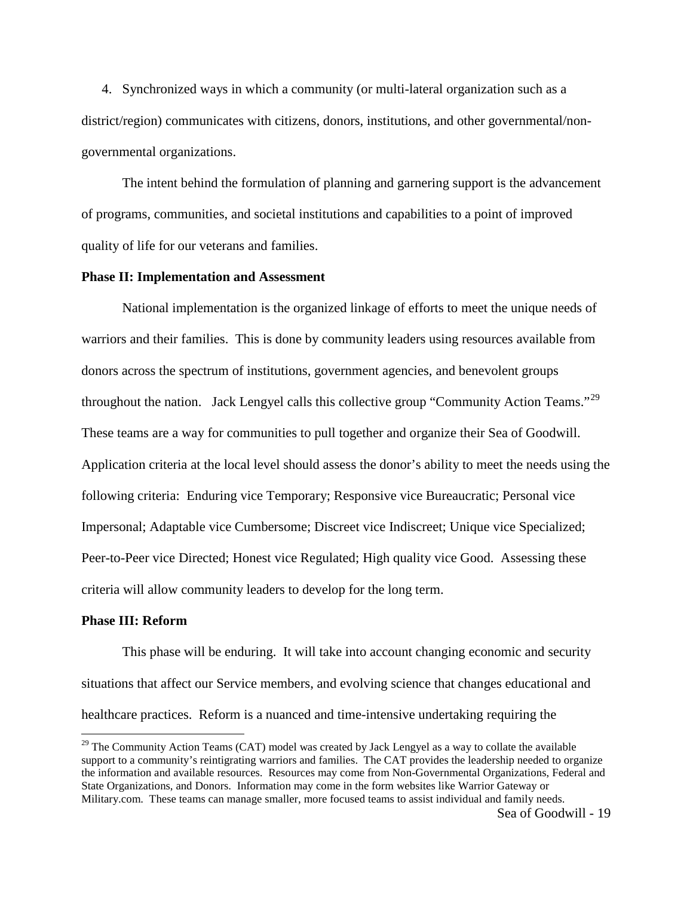4. Synchronized ways in which a community (or multi-lateral organization such as a district/region) communicates with citizens, donors, institutions, and other governmental/non-governmental organizations.

The intent behind the formulation of planning and garnering support is the advancement of programs, communities, and societal institutions and capabilities to a point of improved quality of life for our veterans and families.

**Phase II: Implementation and Assessment**

National implementation is the organized linkage of efforts to meet the unique needs of warriors and their families. This is done by community leaders using resources available from donors across the spectrum of institutions, government agencies, and benevolent groups throughout the nation. Jack Lengyel calls this collective group "Community Action Teams."[29] These teams are a way for communities to pull together and organize their Sea of Goodwill. Application criteria at the local level should assess the donor's ability to meet the needs using the following criteria: Enduring vice Temporary; Responsive vice Bureaucratic; Personal vice Impersonal; Adaptable vice Cumbersome; Discreet vice Indiscreet; Unique vice Specialized; Peer-to-Peer vice Directed; Honest vice Regulated; High quality vice Good. Assessing these criteria will allow community leaders to develop for the long term.

**Phase III: Reform**

This phase will be enduring. It will take into account changing economic and security situations that affect our Service members, and evolving science that changes educational and healthcare practices. Reform is a nuanced and time-intensive undertaking requiring the

[29] The Community Action Teams (CAT) model was created by Jack Lengyel as a way to collate the available support to a community's reintigrating warriors and families. The CAT provides the leadership needed to organize the information and available resources. Resources may come from Non-Governmental Organizations, Federal and State Organizations, and Donors. Information may come in the form websites like Warrior Gateway or Military.com. These teams can manage smaller, more focused teams to assist individual and family needs.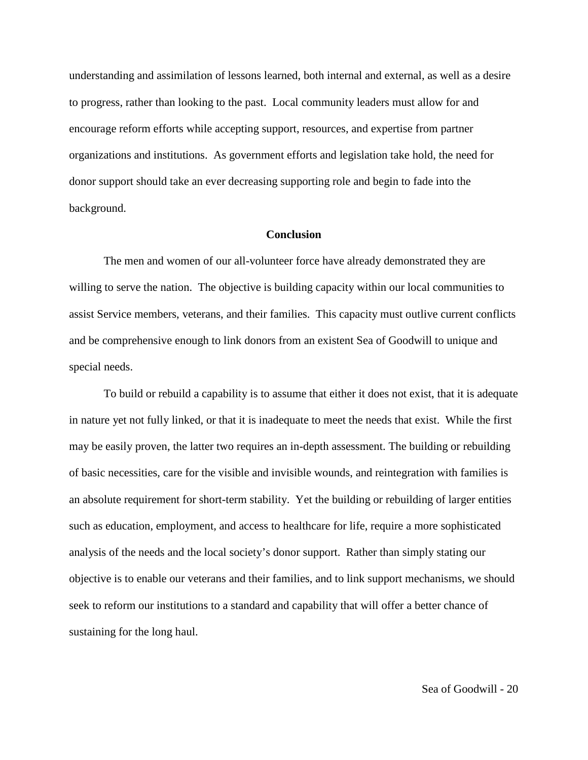understanding and assimilation of lessons learned, both internal and external, as well as a desire to progress, rather than looking to the past. Local community leaders must allow for and encourage reform efforts while accepting support, resources, and expertise from partner organizations and institutions. As government efforts and legislation take hold, the need for donor support should take an ever decreasing supporting role and begin to fade into the background.

## Conclusion

The men and women of our all-volunteer force have already demonstrated they are willing to serve the nation. The objective is building capacity within our local communities to assist Service members, veterans, and their families. This capacity must outlive current conflicts and be comprehensive enough to link donors from an existent Sea of Goodwill to unique and special needs.

To build or rebuild a capability is to assume that either it does not exist, that it is adequate in nature yet not fully linked, or that it is inadequate to meet the needs that exist. While the first may be easily proven, the latter two requires an in-depth assessment. The building or rebuilding of basic necessities, care for the visible and invisible wounds, and reintegration with families is an absolute requirement for short-term stability. Yet the building or rebuilding of larger entities such as education, employment, and access to healthcare for life, require a more sophisticated analysis of the needs and the local society's donor support. Rather than simply stating our objective is to enable our veterans and their families, and to link support mechanisms, we should seek to reform our institutions to a standard and capability that will offer a better chance of sustaining for the long haul.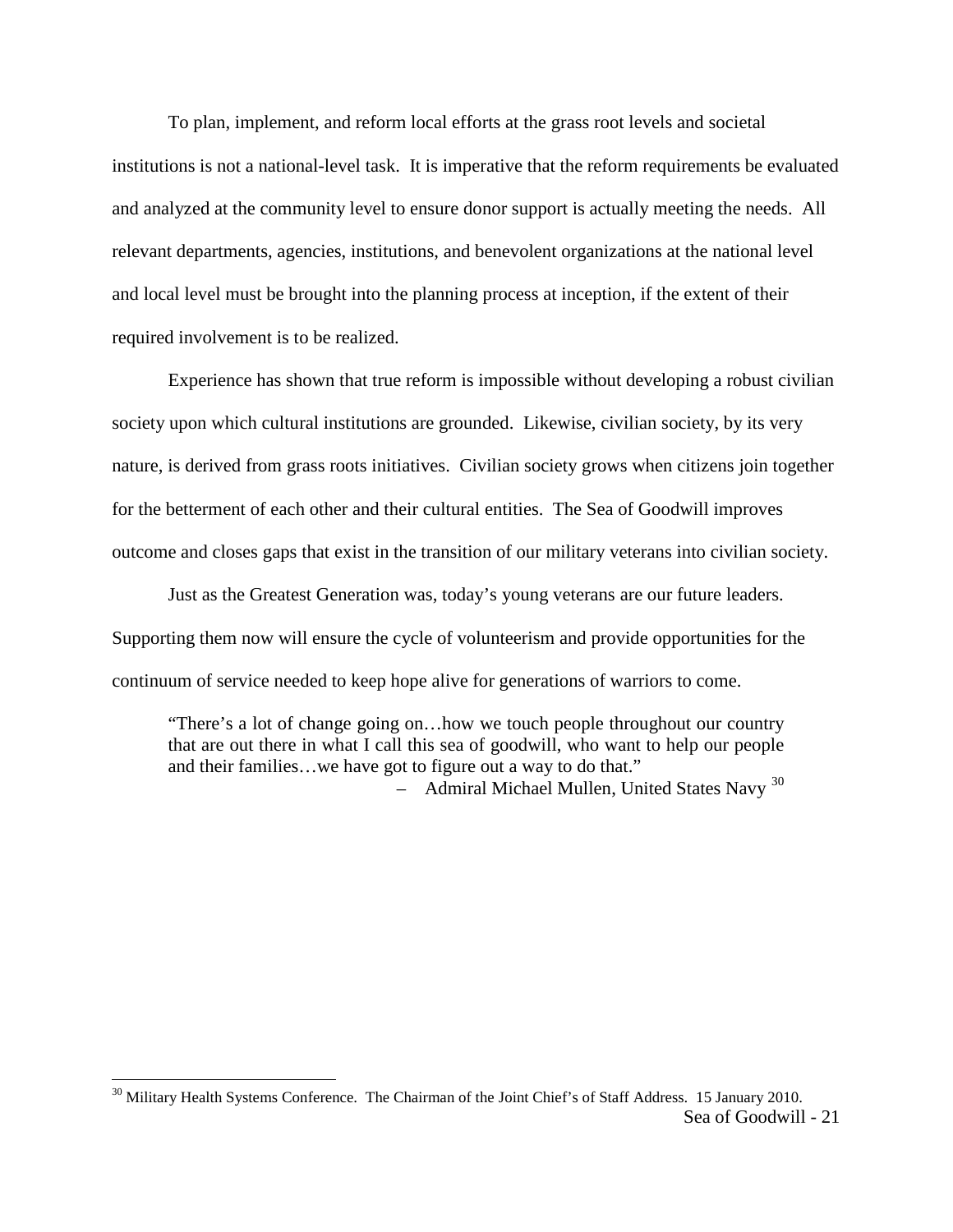To plan, implement, and reform local efforts at the grass root levels and societal institutions is not a national-level task. It is imperative that the reform requirements be evaluated and analyzed at the community level to ensure donor support is actually meeting the needs. All relevant departments, agencies, institutions, and benevolent organizations at the national level and local level must be brought into the planning process at inception, if the extent of their required involvement is to be realized.

Experience has shown that true reform is impossible without developing a robust civilian society upon which cultural institutions are grounded. Likewise, civilian society, by its very nature, is derived from grass roots initiatives. Civilian society grows when citizens join together for the betterment of each other and their cultural entities. The Sea of Goodwill improves outcome and closes gaps that exist in the transition of our military veterans into civilian society.

Just as the Greatest Generation was, today's young veterans are our future leaders. Supporting them now will ensure the cycle of volunteerism and provide opportunities for the continuum of service needed to keep hope alive for generations of warriors to come.

> "There's a lot of change going on…how we touch people throughout our country that are out there in what I call this sea of goodwill, who want to help our people and their families…we have got to figure out a way to do that."
>
> – Admiral Michael Mullen, United States Navy [30]

[30] Military Health Systems Conference. The Chairman of the Joint Chief's of Staff Address. 15 January 2010.